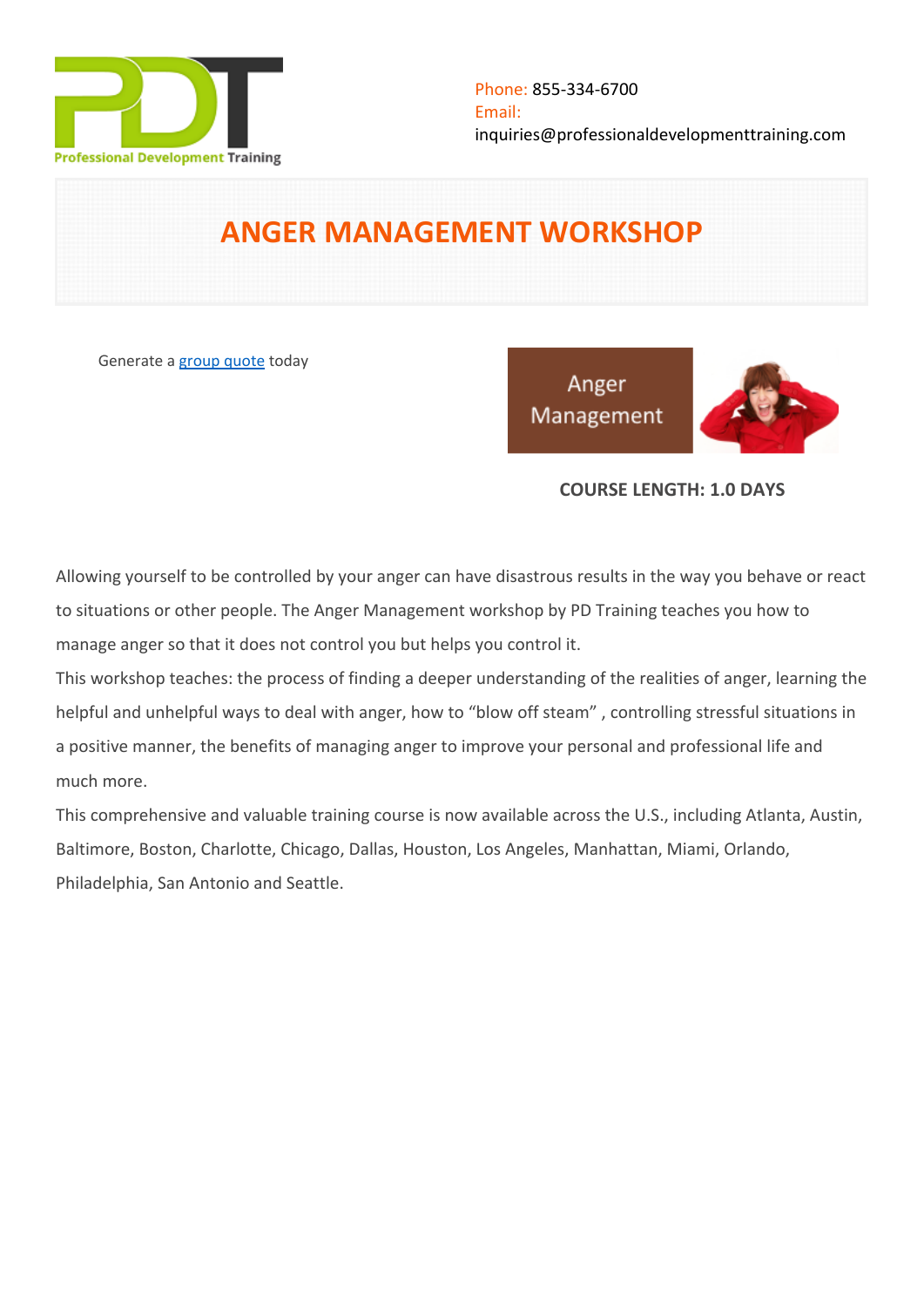Phone: 855-334-6700
Email:
inquiries@professionaldevelopmenttraining.com

# ANGER MANAGEMENT WORKSHOP

Generate a group quote today

**COURSE LENGTH: 1.0 DAYS**

Allowing yourself to be controlled by your anger can have disastrous results in the way you behave or react to situations or other people. The Anger Management workshop by PD Training teaches you how to manage anger so that it does not control you but helps you control it.

This workshop teaches: the process of finding a deeper understanding of the realities of anger, learning the helpful and unhelpful ways to deal with anger, how to "blow off steam" , controlling stressful situations in a positive manner, the benefits of managing anger to improve your personal and professional life and much more.

This comprehensive and valuable training course is now available across the U.S., including Atlanta, Austin, Baltimore, Boston, Charlotte, Chicago, Dallas, Houston, Los Angeles, Manhattan, Miami, Orlando, Philadelphia, San Antonio and Seattle.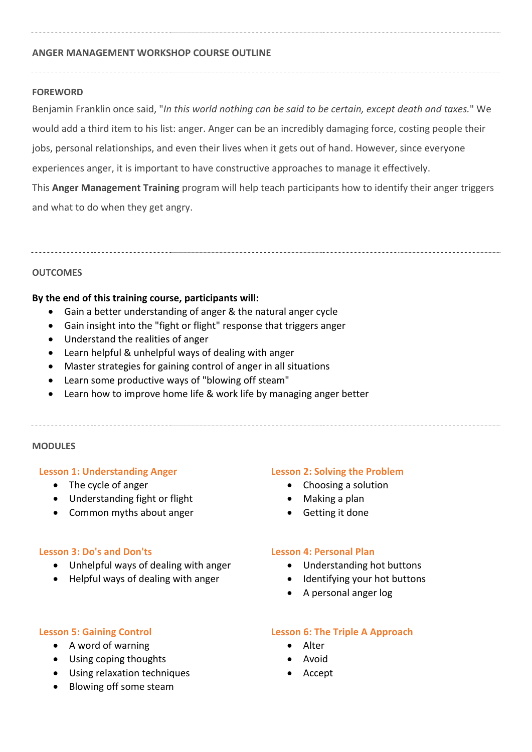## ANGER MANAGEMENT WORKSHOP COURSE OUTLINE

### FOREWORD

Benjamin Franklin once said, "*In this world nothing can be said to be certain, except death and taxes.*" We would add a third item to his list: anger. Anger can be an incredibly damaging force, costing people their jobs, personal relationships, and even their lives when it gets out of hand. However, since everyone experiences anger, it is important to have constructive approaches to manage it effectively.

This **Anger Management Training** program will help teach participants how to identify their anger triggers and what to do when they get angry.

### OUTCOMES

**By the end of this training course, participants will:**

- Gain a better understanding of anger & the natural anger cycle
- Gain insight into the "fight or flight" response that triggers anger
- Understand the realities of anger
- Learn helpful & unhelpful ways of dealing with anger
- Master strategies for gaining control of anger in all situations
- Learn some productive ways of "blowing off steam"
- Learn how to improve home life & work life by managing anger better

### MODULES

#### Lesson 1: Understanding Anger

- The cycle of anger
- Understanding fight or flight
- Common myths about anger

#### Lesson 2: Solving the Problem

- Choosing a solution
- Making a plan
- Getting it done

#### Lesson 3: Do's and Don'ts

- Unhelpful ways of dealing with anger
- Helpful ways of dealing with anger

#### Lesson 4: Personal Plan

- Understanding hot buttons
- Identifying your hot buttons
- A personal anger log

#### Lesson 5: Gaining Control

- A word of warning
- Using coping thoughts
- Using relaxation techniques
- Blowing off some steam

#### Lesson 6: The Triple A Approach

- Alter
- Avoid
- Accept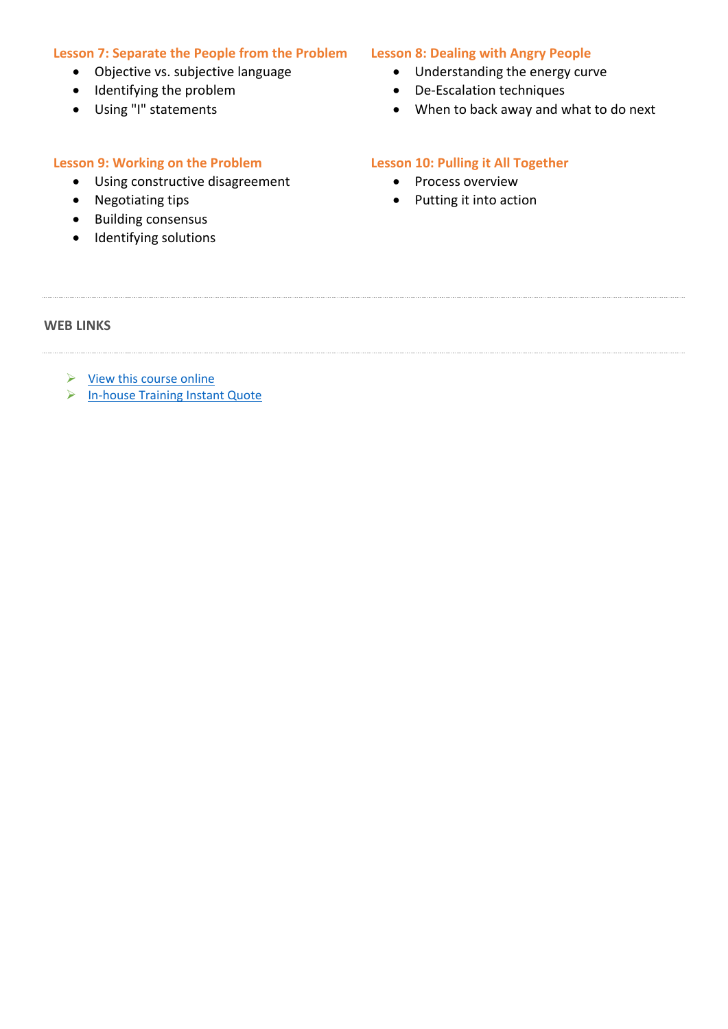### Lesson 7: Separate the People from the Problem

- Objective vs. subjective language
- Identifying the problem
- Using "I" statements

### Lesson 8: Dealing with Angry People

- Understanding the energy curve
- De-Escalation techniques
- When to back away and what to do next

### Lesson 9: Working on the Problem

- Using constructive disagreement
- Negotiating tips
- Building consensus
- Identifying solutions

### Lesson 10: Pulling it All Together

- Process overview
- Putting it into action

---

## WEB LINKS

---

- View this course online
- In-house Training Instant Quote